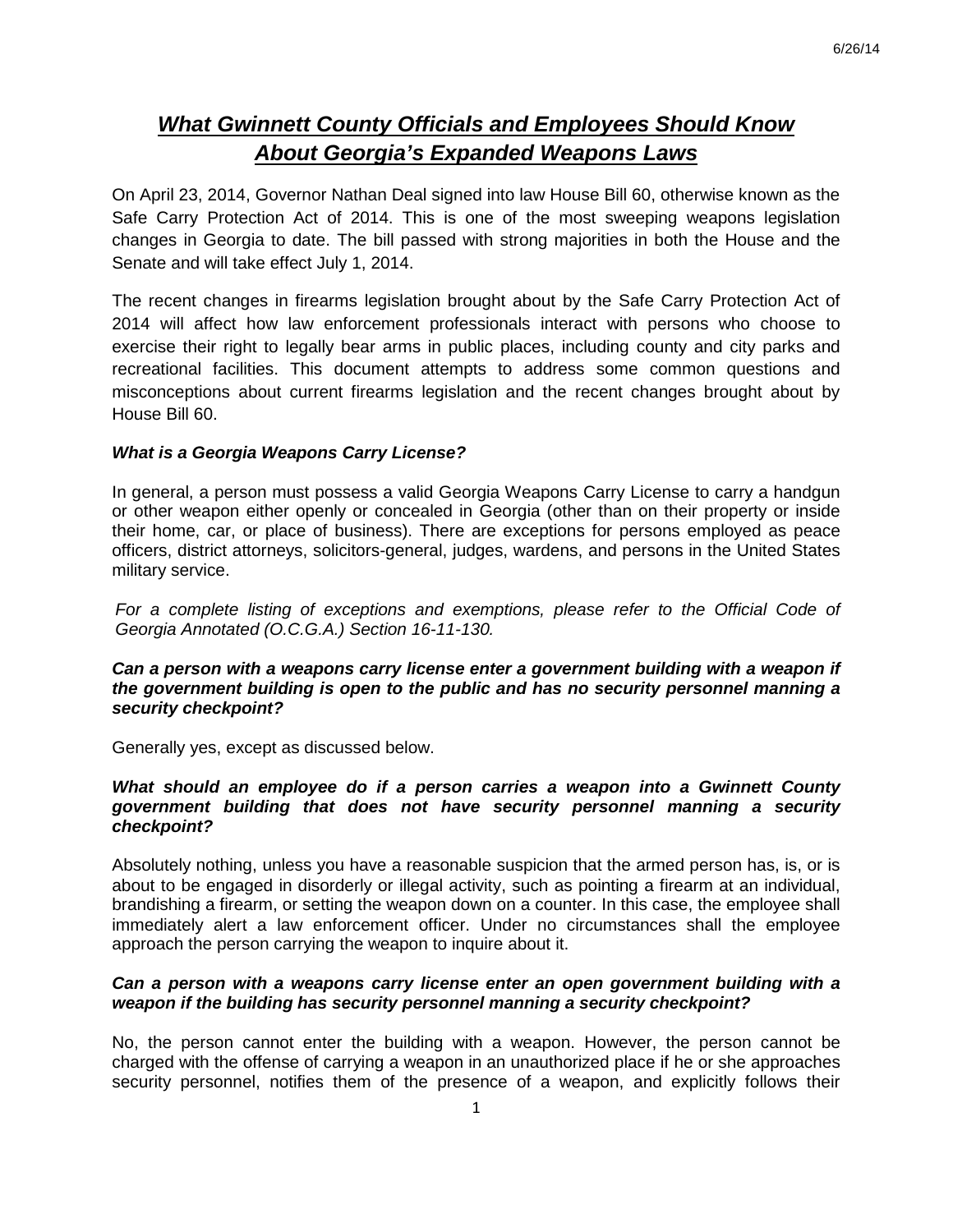# ***What Gwinnett County Officials and Employees Should Know About Georgia's Expanded Weapons Laws***

On April 23, 2014, Governor Nathan Deal signed into law House Bill 60, otherwise known as the Safe Carry Protection Act of 2014. This is one of the most sweeping weapons legislation changes in Georgia to date. The bill passed with strong majorities in both the House and the Senate and will take effect July 1, 2014.

The recent changes in firearms legislation brought about by the Safe Carry Protection Act of 2014 will affect how law enforcement professionals interact with persons who choose to exercise their right to legally bear arms in public places, including county and city parks and recreational facilities. This document attempts to address some common questions and misconceptions about current firearms legislation and the recent changes brought about by House Bill 60.

***What is a Georgia Weapons Carry License?***

In general, a person must possess a valid Georgia Weapons Carry License to carry a handgun or other weapon either openly or concealed in Georgia (other than on their property or inside their home, car, or place of business). There are exceptions for persons employed as peace officers, district attorneys, solicitors-general, judges, wardens, and persons in the United States military service.

*For a complete listing of exceptions and exemptions, please refer to the Official Code of Georgia Annotated (O.C.G.A.) Section 16-11-130.*

***Can a person with a weapons carry license enter a government building with a weapon if the government building is open to the public and has no security personnel manning a security checkpoint?***

Generally yes, except as discussed below.

***What should an employee do if a person carries a weapon into a Gwinnett County government building that does not have security personnel manning a security checkpoint?***

Absolutely nothing, unless you have a reasonable suspicion that the armed person has, is, or is about to be engaged in disorderly or illegal activity, such as pointing a firearm at an individual, brandishing a firearm, or setting the weapon down on a counter. In this case, the employee shall immediately alert a law enforcement officer. Under no circumstances shall the employee approach the person carrying the weapon to inquire about it.

***Can a person with a weapons carry license enter an open government building with a weapon if the building has security personnel manning a security checkpoint?***

No, the person cannot enter the building with a weapon. However, the person cannot be charged with the offense of carrying a weapon in an unauthorized place if he or she approaches security personnel, notifies them of the presence of a weapon, and explicitly follows their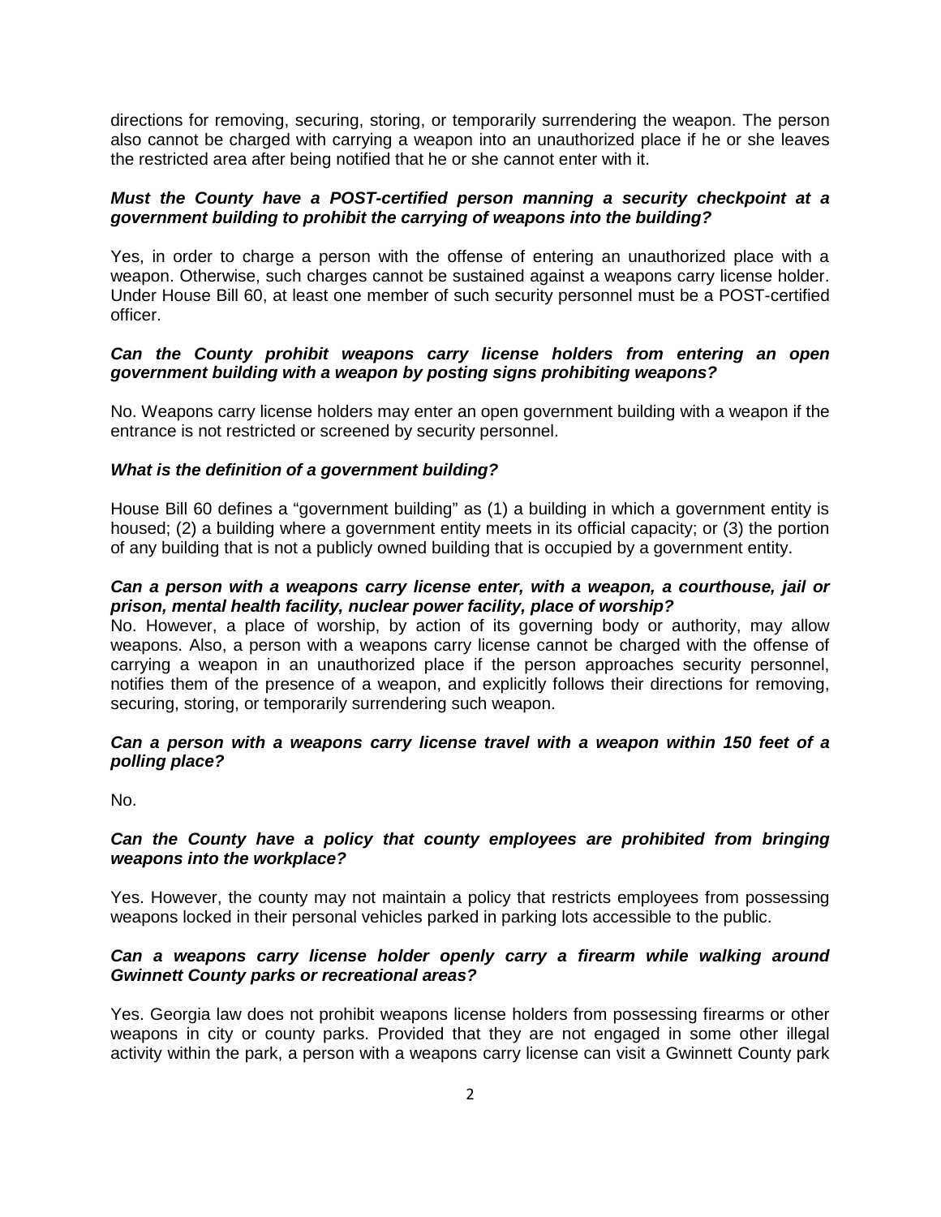directions for removing, securing, storing, or temporarily surrendering the weapon. The person also cannot be charged with carrying a weapon into an unauthorized place if he or she leaves the restricted area after being notified that he or she cannot enter with it.

***Must the County have a POST-certified person manning a security checkpoint at a government building to prohibit the carrying of weapons into the building?***

Yes, in order to charge a person with the offense of entering an unauthorized place with a weapon. Otherwise, such charges cannot be sustained against a weapons carry license holder. Under House Bill 60, at least one member of such security personnel must be a POST-certified officer.

***Can the County prohibit weapons carry license holders from entering an open government building with a weapon by posting signs prohibiting weapons?***

No. Weapons carry license holders may enter an open government building with a weapon if the entrance is not restricted or screened by security personnel.

***What is the definition of a government building?***

House Bill 60 defines a "government building" as (1) a building in which a government entity is housed; (2) a building where a government entity meets in its official capacity; or (3) the portion of any building that is not a publicly owned building that is occupied by a government entity.

***Can a person with a weapons carry license enter, with a weapon, a courthouse, jail or prison, mental health facility, nuclear power facility, place of worship?***

No. However, a place of worship, by action of its governing body or authority, may allow weapons. Also, a person with a weapons carry license cannot be charged with the offense of carrying a weapon in an unauthorized place if the person approaches security personnel, notifies them of the presence of a weapon, and explicitly follows their directions for removing, securing, storing, or temporarily surrendering such weapon.

***Can a person with a weapons carry license travel with a weapon within 150 feet of a polling place?***

No.

***Can the County have a policy that county employees are prohibited from bringing weapons into the workplace?***

Yes. However, the county may not maintain a policy that restricts employees from possessing weapons locked in their personal vehicles parked in parking lots accessible to the public.

***Can a weapons carry license holder openly carry a firearm while walking around Gwinnett County parks or recreational areas?***

Yes. Georgia law does not prohibit weapons license holders from possessing firearms or other weapons in city or county parks. Provided that they are not engaged in some other illegal activity within the park, a person with a weapons carry license can visit a Gwinnett County park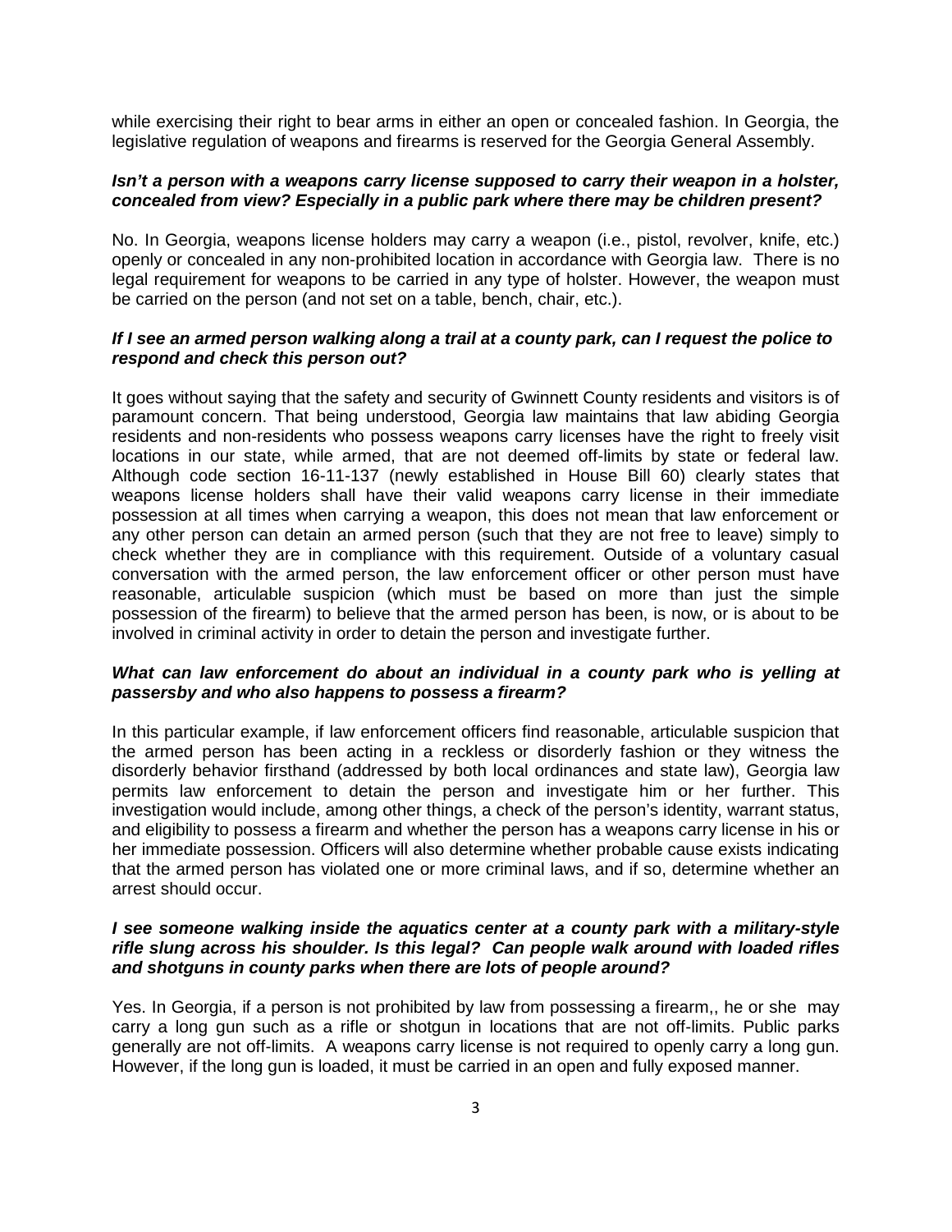while exercising their right to bear arms in either an open or concealed fashion. In Georgia, the legislative regulation of weapons and firearms is reserved for the Georgia General Assembly.

***Isn't a person with a weapons carry license supposed to carry their weapon in a holster, concealed from view? Especially in a public park where there may be children present?***

No. In Georgia, weapons license holders may carry a weapon (i.e., pistol, revolver, knife, etc.) openly or concealed in any non-prohibited location in accordance with Georgia law. There is no legal requirement for weapons to be carried in any type of holster. However, the weapon must be carried on the person (and not set on a table, bench, chair, etc.).

***If I see an armed person walking along a trail at a county park, can I request the police to respond and check this person out?***

It goes without saying that the safety and security of Gwinnett County residents and visitors is of paramount concern. That being understood, Georgia law maintains that law abiding Georgia residents and non-residents who possess weapons carry licenses have the right to freely visit locations in our state, while armed, that are not deemed off-limits by state or federal law. Although code section 16-11-137 (newly established in House Bill 60) clearly states that weapons license holders shall have their valid weapons carry license in their immediate possession at all times when carrying a weapon, this does not mean that law enforcement or any other person can detain an armed person (such that they are not free to leave) simply to check whether they are in compliance with this requirement. Outside of a voluntary casual conversation with the armed person, the law enforcement officer or other person must have reasonable, articulable suspicion (which must be based on more than just the simple possession of the firearm) to believe that the armed person has been, is now, or is about to be involved in criminal activity in order to detain the person and investigate further.

***What can law enforcement do about an individual in a county park who is yelling at passersby and who also happens to possess a firearm?***

In this particular example, if law enforcement officers find reasonable, articulable suspicion that the armed person has been acting in a reckless or disorderly fashion or they witness the disorderly behavior firsthand (addressed by both local ordinances and state law), Georgia law permits law enforcement to detain the person and investigate him or her further. This investigation would include, among other things, a check of the person's identity, warrant status, and eligibility to possess a firearm and whether the person has a weapons carry license in his or her immediate possession. Officers will also determine whether probable cause exists indicating that the armed person has violated one or more criminal laws, and if so, determine whether an arrest should occur.

***I see someone walking inside the aquatics center at a county park with a military-style rifle slung across his shoulder. Is this legal? Can people walk around with loaded rifles and shotguns in county parks when there are lots of people around?***

Yes. In Georgia, if a person is not prohibited by law from possessing a firearm,, he or she may carry a long gun such as a rifle or shotgun in locations that are not off-limits. Public parks generally are not off-limits. A weapons carry license is not required to openly carry a long gun. However, if the long gun is loaded, it must be carried in an open and fully exposed manner.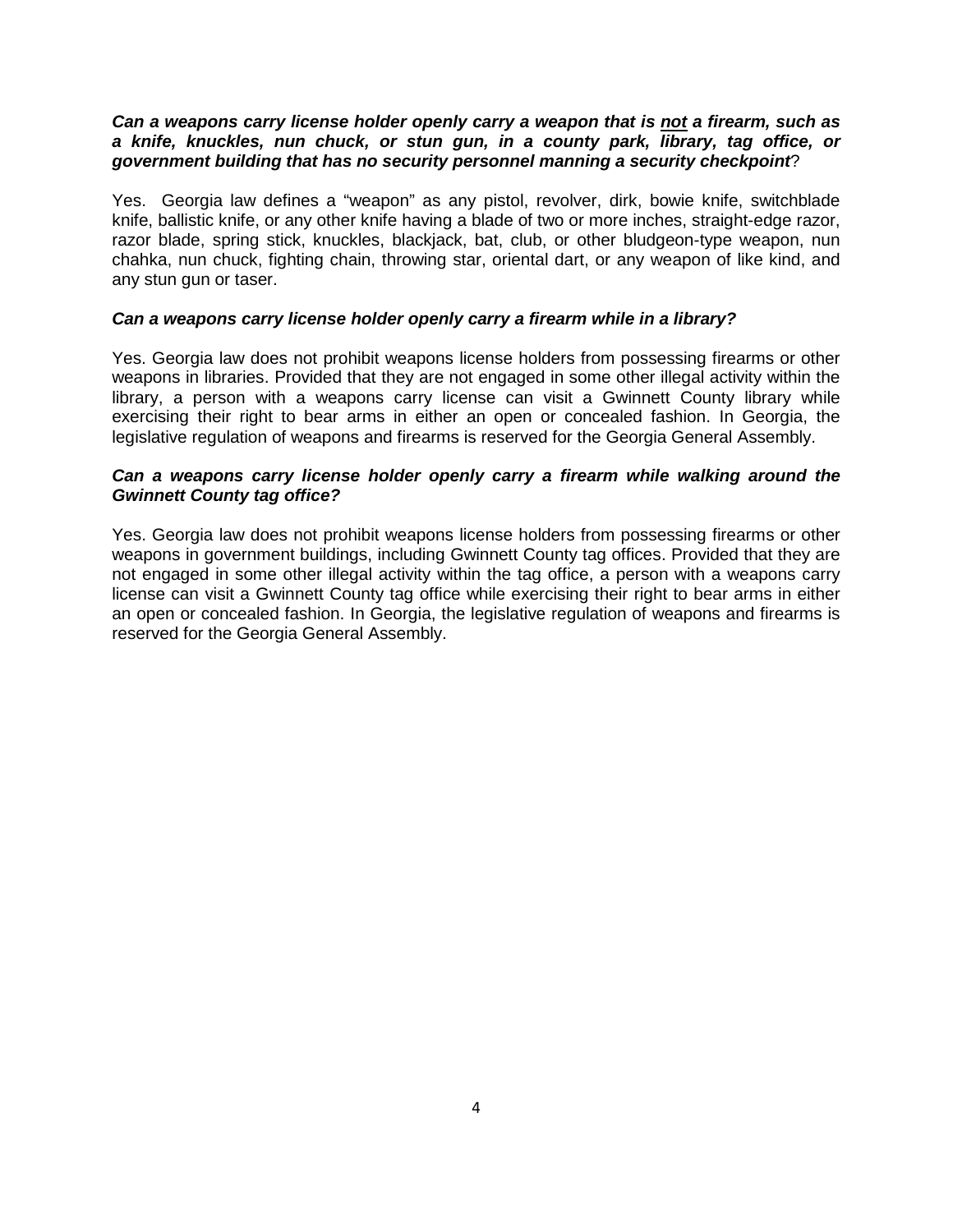***Can a weapons carry license holder openly carry a weapon that is <u>not</u> a firearm, such as a knife, knuckles, nun chuck, or stun gun, in a county park, library, tag office, or government building that has no security personnel manning a security checkpoint*?**

Yes. Georgia law defines a "weapon" as any pistol, revolver, dirk, bowie knife, switchblade knife, ballistic knife, or any other knife having a blade of two or more inches, straight-edge razor, razor blade, spring stick, knuckles, blackjack, bat, club, or other bludgeon-type weapon, nun chahka, nun chuck, fighting chain, throwing star, oriental dart, or any weapon of like kind, and any stun gun or taser.

***Can a weapons carry license holder openly carry a firearm while in a library?***

Yes. Georgia law does not prohibit weapons license holders from possessing firearms or other weapons in libraries. Provided that they are not engaged in some other illegal activity within the library, a person with a weapons carry license can visit a Gwinnett County library while exercising their right to bear arms in either an open or concealed fashion. In Georgia, the legislative regulation of weapons and firearms is reserved for the Georgia General Assembly.

***Can a weapons carry license holder openly carry a firearm while walking around the Gwinnett County tag office?***

Yes. Georgia law does not prohibit weapons license holders from possessing firearms or other weapons in government buildings, including Gwinnett County tag offices. Provided that they are not engaged in some other illegal activity within the tag office, a person with a weapons carry license can visit a Gwinnett County tag office while exercising their right to bear arms in either an open or concealed fashion. In Georgia, the legislative regulation of weapons and firearms is reserved for the Georgia General Assembly.